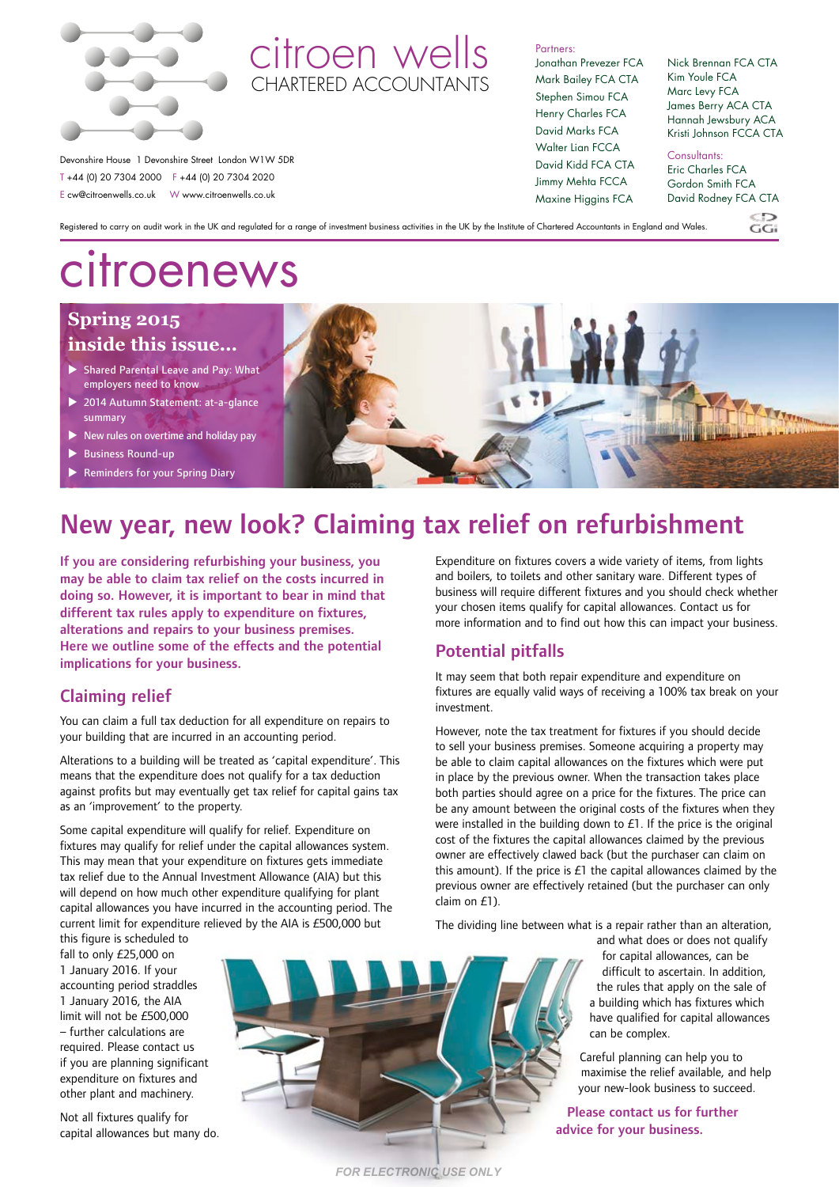# citroen wells

CHARTERED ACCOUNTANTS

Devonshire House 1 Devonshire Street London W1W 5DR
T +44 (0) 20 7304 2000 F +44 (0) 20 7304 2020
E cw@citroenwells.co.uk W www.citroenwells.co.uk

Partners:
Jonathan Prevezer FCA
Mark Bailey FCA CTA
Stephen Simou FCA
Henry Charles FCA
David Marks FCA
Walter Lian FCCA
David Kidd FCA CTA
Jimmy Mehta FCCA
Maxine Higgins FCA
Nick Brennan FCA CTA
Kim Youle FCA
Marc Levy FCA
James Berry ACA CTA
Hannah Jewsbury ACA
Kristi Johnson FCCA CTA

Consultants:
Eric Charles FCA
Gordon Smith FCA
David Rodney FCA CTA

Registered to carry on audit work in the UK and regulated for a range of investment business activities in the UK by the Institute of Chartered Accountants in England and Wales.

# citroenews

## Spring 2015 inside this issue...

- Shared Parental Leave and Pay: What employers need to know
- 2014 Autumn Statement: at-a-glance summary
- New rules on overtime and holiday pay
- Business Round-up
- Reminders for your Spring Diary

# New year, new look? Claiming tax relief on refurbishment

**If you are considering refurbishing your business, you may be able to claim tax relief on the costs incurred in doing so. However, it is important to bear in mind that different tax rules apply to expenditure on fixtures, alterations and repairs to your business premises. Here we outline some of the effects and the potential implications for your business.**

## Claiming relief

You can claim a full tax deduction for all expenditure on repairs to your building that are incurred in an accounting period.

Alterations to a building will be treated as 'capital expenditure'. This means that the expenditure does not qualify for a tax deduction against profits but may eventually get tax relief for capital gains tax as an 'improvement' to the property.

Some capital expenditure will qualify for relief. Expenditure on fixtures may qualify for relief under the capital allowances system. This may mean that your expenditure on fixtures gets immediate tax relief due to the Annual Investment Allowance (AIA) but this will depend on how much other expenditure qualifying for plant capital allowances you have incurred in the accounting period. The current limit for expenditure relieved by the AIA is £500,000 but this figure is scheduled to fall to only £25,000 on 1 January 2016. If your accounting period straddles 1 January 2016, the AIA limit will not be £500,000 – further calculations are required. Please contact us if you are planning significant expenditure on fixtures and other plant and machinery.

Not all fixtures qualify for capital allowances but many do. Expenditure on fixtures covers a wide variety of items, from lights and boilers, to toilets and other sanitary ware. Different types of business will require different fixtures and you should check whether your chosen items qualify for capital allowances. Contact us for more information and to find out how this can impact your business.

## Potential pitfalls

It may seem that both repair expenditure and expenditure on fixtures are equally valid ways of receiving a 100% tax break on your investment.

However, note the tax treatment for fixtures if you should decide to sell your business premises. Someone acquiring a property may be able to claim capital allowances on the fixtures which were put in place by the previous owner. When the transaction takes place both parties should agree on a price for the fixtures. The price can be any amount between the original costs of the fixtures when they were installed in the building down to £1. If the price is the original cost of the fixtures the capital allowances claimed by the previous owner are effectively clawed back (but the purchaser can claim on this amount). If the price is £1 the capital allowances claimed by the previous owner are effectively retained (but the purchaser can only claim on £1).

The dividing line between what is a repair rather than an alteration, and what does or does not qualify for capital allowances, can be difficult to ascertain. In addition, the rules that apply on the sale of a building which has fixtures which have qualified for capital allowances can be complex.

Careful planning can help you to maximise the relief available, and help your new-look business to succeed.

**Please contact us for further advice for your business.**

*FOR ELECTRONIC USE ONLY*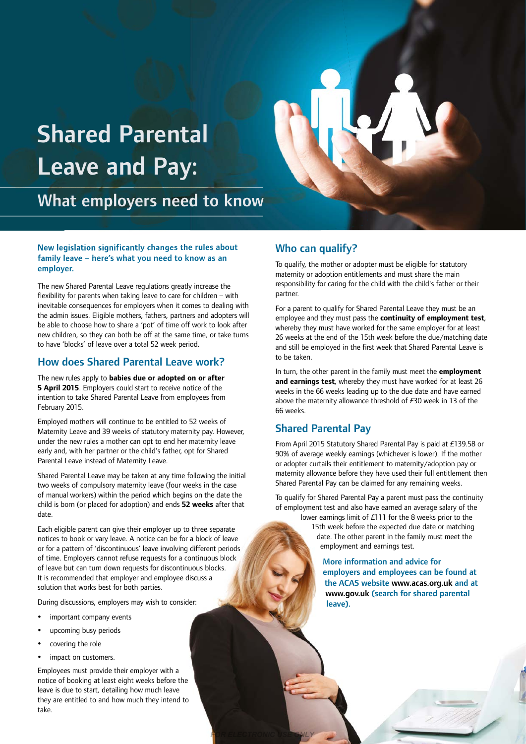# Shared Parental Leave and Pay:

## What employers need to know

**New legislation significantly changes the rules about family leave – here's what you need to know as an employer.**

The new Shared Parental Leave regulations greatly increase the flexibility for parents when taking leave to care for children – with inevitable consequences for employers when it comes to dealing with the admin issues. Eligible mothers, fathers, partners and adopters will be able to choose how to share a 'pot' of time off work to look after new children, so they can both be off at the same time, or take turns to have 'blocks' of leave over a total 52 week period.

### How does Shared Parental Leave work?

The new rules apply to **babies due or adopted on or after 5 April 2015**. Employers could start to receive notice of the intention to take Shared Parental Leave from employees from February 2015.

Employed mothers will continue to be entitled to 52 weeks of Maternity Leave and 39 weeks of statutory maternity pay. However, under the new rules a mother can opt to end her maternity leave early and, with her partner or the child's father, opt for Shared Parental Leave instead of Maternity Leave.

Shared Parental Leave may be taken at any time following the initial two weeks of compulsory maternity leave (four weeks in the case of manual workers) within the period which begins on the date the child is born (or placed for adoption) and ends **52 weeks** after that date.

Each eligible parent can give their employer up to three separate notices to book or vary leave. A notice can be for a block of leave or for a pattern of 'discontinuous' leave involving different periods of time. Employers cannot refuse requests for a continuous block of leave but can turn down requests for discontinuous blocks. It is recommended that employer and employee discuss a solution that works best for both parties.

During discussions, employers may wish to consider:

- important company events
- upcoming busy periods
- covering the role
- impact on customers.

Employees must provide their employer with a notice of booking at least eight weeks before the leave is due to start, detailing how much leave they are entitled to and how much they intend to take.

### Who can qualify?

To qualify, the mother or adopter must be eligible for statutory maternity or adoption entitlements and must share the main responsibility for caring for the child with the child's father or their partner.

For a parent to qualify for Shared Parental Leave they must be an employee and they must pass the **continuity of employment test**, whereby they must have worked for the same employer for at least 26 weeks at the end of the 15th week before the due/matching date and still be employed in the first week that Shared Parental Leave is to be taken.

In turn, the other parent in the family must meet the **employment and earnings test**, whereby they must have worked for at least 26 weeks in the 66 weeks leading up to the due date and have earned above the maternity allowance threshold of £30 week in 13 of the 66 weeks.

### Shared Parental Pay

From April 2015 Statutory Shared Parental Pay is paid at £139.58 or 90% of average weekly earnings (whichever is lower). If the mother or adopter curtails their entitlement to maternity/adoption pay or maternity allowance before they have used their full entitlement then Shared Parental Pay can be claimed for any remaining weeks.

To qualify for Shared Parental Pay a parent must pass the continuity of employment test and also have earned an average salary of the lower earnings limit of £111 for the 8 weeks prior to the 15th week before the expected due date or matching date. The other parent in the family must meet the employment and earnings test.

**More information and advice for employers and employees can be found at the ACAS website www.acas.org.uk and at www.gov.uk (search for shared parental leave).**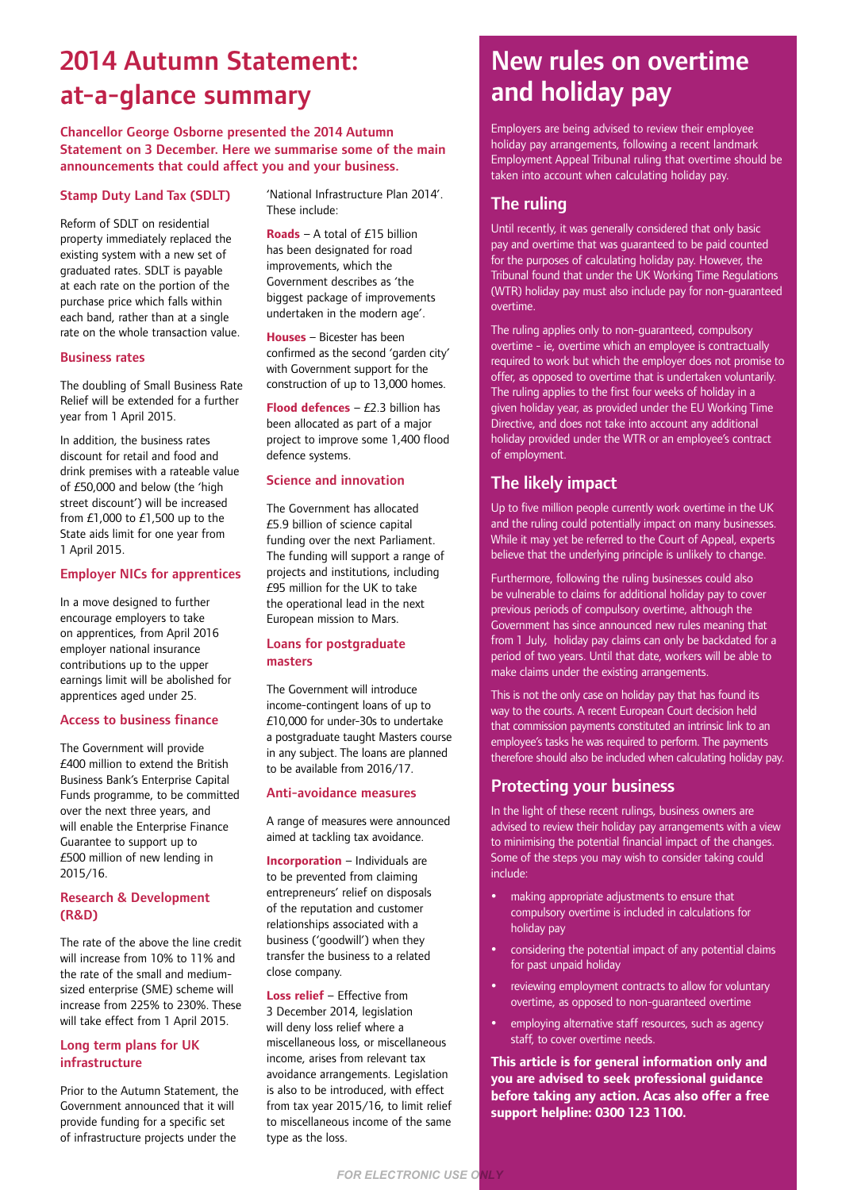# 2014 Autumn Statement: at-a-glance summary

**Chancellor George Osborne presented the 2014 Autumn Statement on 3 December. Here we summarise some of the main announcements that could affect you and your business.**

### Stamp Duty Land Tax (SDLT)

Reform of SDLT on residential property immediately replaced the existing system with a new set of graduated rates. SDLT is payable at each rate on the portion of the purchase price which falls within each band, rather than at a single rate on the whole transaction value.

### Business rates

The doubling of Small Business Rate Relief will be extended for a further year from 1 April 2015.

In addition, the business rates discount for retail and food and drink premises with a rateable value of £50,000 and below (the 'high street discount') will be increased from £1,000 to £1,500 up to the State aids limit for one year from 1 April 2015.

### Employer NICs for apprentices

In a move designed to further encourage employers to take on apprentices, from April 2016 employer national insurance contributions up to the upper earnings limit will be abolished for apprentices aged under 25.

### Access to business finance

The Government will provide £400 million to extend the British Business Bank's Enterprise Capital Funds programme, to be committed over the next three years, and will enable the Enterprise Finance Guarantee to support up to £500 million of new lending in 2015/16.

### Research & Development (R&D)

The rate of the above the line credit will increase from 10% to 11% and the rate of the small and medium-sized enterprise (SME) scheme will increase from 225% to 230%. These will take effect from 1 April 2015.

### Long term plans for UK infrastructure

Prior to the Autumn Statement, the Government announced that it will provide funding for a specific set of infrastructure projects under the 'National Infrastructure Plan 2014'. These include:

**Roads** – A total of £15 billion has been designated for road improvements, which the Government describes as 'the biggest package of improvements undertaken in the modern age'.

**Houses** – Bicester has been confirmed as the second 'garden city' with Government support for the construction of up to 13,000 homes.

**Flood defences** – £2.3 billion has been allocated as part of a major project to improve some 1,400 flood defence systems.

### Science and innovation

The Government has allocated £5.9 billion of science capital funding over the next Parliament. The funding will support a range of projects and institutions, including £95 million for the UK to take the operational lead in the next European mission to Mars.

### Loans for postgraduate masters

The Government will introduce income-contingent loans of up to £10,000 for under-30s to undertake a postgraduate taught Masters course in any subject. The loans are planned to be available from 2016/17.

### Anti-avoidance measures

A range of measures were announced aimed at tackling tax avoidance.

**Incorporation** – Individuals are to be prevented from claiming entrepreneurs' relief on disposals of the reputation and customer relationships associated with a business ('goodwill') when they transfer the business to a related close company.

**Loss relief** – Effective from 3 December 2014, legislation will deny loss relief where a miscellaneous loss, or miscellaneous income, arises from relevant tax avoidance arrangements. Legislation is also to be introduced, with effect from tax year 2015/16, to limit relief to miscellaneous income of the same type as the loss.

# New rules on overtime and holiday pay

Employers are being advised to review their employee holiday pay arrangements, following a recent landmark Employment Appeal Tribunal ruling that overtime should be taken into account when calculating holiday pay.

## The ruling

Until recently, it was generally considered that only basic pay and overtime that was guaranteed to be paid counted for the purposes of calculating holiday pay. However, the Tribunal found that under the UK Working Time Regulations (WTR) holiday pay must also include pay for non-guaranteed overtime.

The ruling applies only to non-guaranteed, compulsory overtime - ie, overtime which an employee is contractually required to work but which the employer does not promise to offer, as opposed to overtime that is undertaken voluntarily. The ruling applies to the first four weeks of holiday in a given holiday year, as provided under the EU Working Time Directive, and does not take into account any additional holiday provided under the WTR or an employee's contract of employment.

## The likely impact

Up to five million people currently work overtime in the UK and the ruling could potentially impact on many businesses. While it may yet be referred to the Court of Appeal, experts believe that the underlying principle is unlikely to change.

Furthermore, following the ruling businesses could also be vulnerable to claims for additional holiday pay to cover previous periods of compulsory overtime, although the Government has since announced new rules meaning that from 1 July, holiday pay claims can only be backdated for a period of two years. Until that date, workers will be able to make claims under the existing arrangements.

This is not the only case on holiday pay that has found its way to the courts. A recent European Court decision held that commission payments constituted an intrinsic link to an employee's tasks he was required to perform. The payments therefore should also be included when calculating holiday pay.

## Protecting your business

In the light of these recent rulings, business owners are advised to review their holiday pay arrangements with a view to minimising the potential financial impact of the changes. Some of the steps you may wish to consider taking could include:

- making appropriate adjustments to ensure that compulsory overtime is included in calculations for holiday pay
- considering the potential impact of any potential claims for past unpaid holiday
- reviewing employment contracts to allow for voluntary overtime, as opposed to non-guaranteed overtime
- employing alternative staff resources, such as agency staff, to cover overtime needs.

**This article is for general information only and you are advised to seek professional guidance before taking any action. Acas also offer a free support helpline: 0300 123 1100.**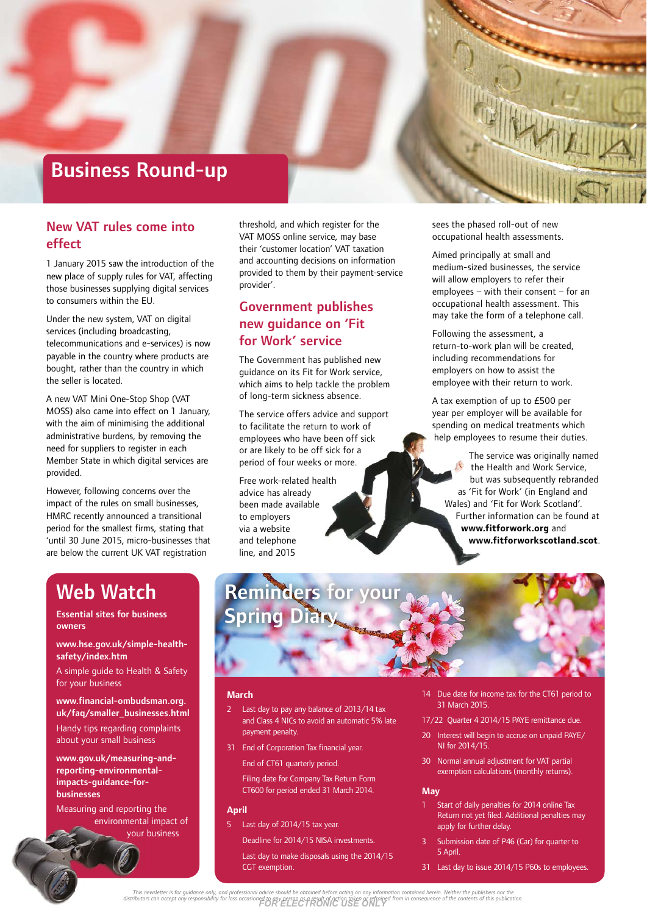# Business Round-up

## New VAT rules come into effect

1 January 2015 saw the introduction of the new place of supply rules for VAT, affecting those businesses supplying digital services to consumers within the EU.

Under the new system, VAT on digital services (including broadcasting, telecommunications and e-services) is now payable in the country where products are bought, rather than the country in which the seller is located.

A new VAT Mini One-Stop Shop (VAT MOSS) also came into effect on 1 January, with the aim of minimising the additional administrative burdens, by removing the need for suppliers to register in each Member State in which digital services are provided.

However, following concerns over the impact of the rules on small businesses, HMRC recently announced a transitional period for the smallest firms, stating that 'until 30 June 2015, micro-businesses that are below the current UK VAT registration threshold, and which register for the VAT MOSS online service, may base their 'customer location' VAT taxation and accounting decisions on information provided to them by their payment-service provider'.

## Government publishes new guidance on 'Fit for Work' service

The Government has published new guidance on its Fit for Work service, which aims to help tackle the problem of long-term sickness absence.

The service offers advice and support to facilitate the return to work of employees who have been off sick or are likely to be off sick for a period of four weeks or more.

Free work-related health advice has already been made available to employers via a website and telephone line, and 2015 sees the phased roll-out of new occupational health assessments.

Aimed principally at small and medium-sized businesses, the service will allow employers to refer their employees – with their consent – for an occupational health assessment. This may take the form of a telephone call.

Following the assessment, a return-to-work plan will be created, including recommendations for employers on how to assist the employee with their return to work.

A tax exemption of up to £500 per year per employer will be available for spending on medical treatments which help employees to resume their duties.

The service was originally named the Health and Work Service, but was subsequently rebranded as 'Fit for Work' (in England and Wales) and 'Fit for Work Scotland'. Further information can be found at **www.fitforwork.org** and **www.fitforworkscotland.scot**.

## Web Watch

**Essential sites for business owners**

**www.hse.gov.uk/simple-health-safety/index.htm**

A simple guide to Health & Safety for your business

**www.financial-ombudsman.org.uk/faq/smaller_businesses.html**

Handy tips regarding complaints about your small business

**www.gov.uk/measuring-and-reporting-environmental-impacts-guidance-for-businesses**

Measuring and reporting the environmental impact of your business

## Reminders for your Spring Diary

### March

- 2 — Last day to pay any balance of 2013/14 tax and Class 4 NICs to avoid an automatic 5% late payment penalty.
- 31 — End of Corporation Tax financial year.
  - End of CT61 quarterly period.
  - Filing date for Company Tax Return Form CT600 for period ended 31 March 2014.

### April

- 5 — Last day of 2014/15 tax year.
  - Deadline for 2014/15 NISA investments.
  - Last day to make disposals using the 2014/15 CGT exemption.
- 14 — Due date for income tax for the CT61 period to 31 March 2015.
- 17/22 — Quarter 4 2014/15 PAYE remittance due.
- 20 — Interest will begin to accrue on unpaid PAYE/NI for 2014/15.
- 30 — Normal annual adjustment for VAT partial exemption calculations (monthly returns).

### May

- 1 — Start of daily penalties for 2014 online Tax Return not yet filed. Additional penalties may apply for further delay.
- 3 — Submission date of P46 (Car) for quarter to 5 April.
- 31 — Last day to issue 2014/15 P60s to employees.

*This newsletter is for guidance only, and professional advice should be obtained before acting on any information contained herein. Neither the publishers nor the distributors can accept any responsibility for loss occasioned to any person as a result of action taken or refrained from in consequence of the contents of this publication.*